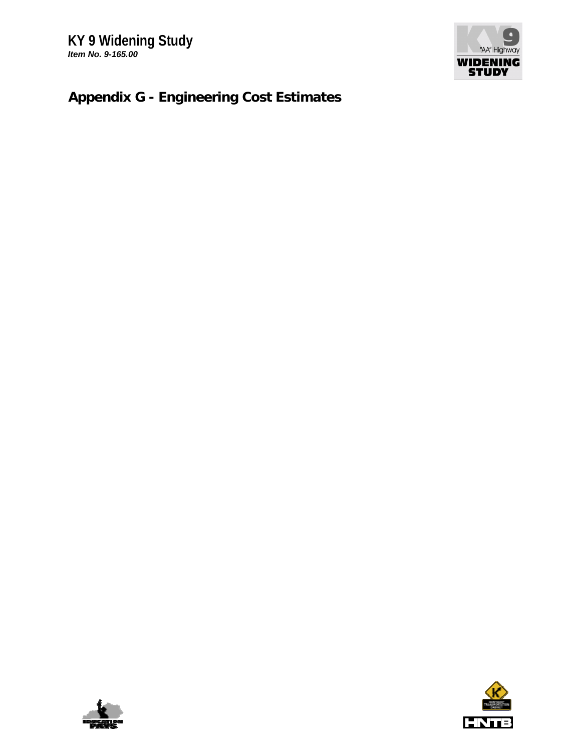# Appendix G - Engineering Cost Estimates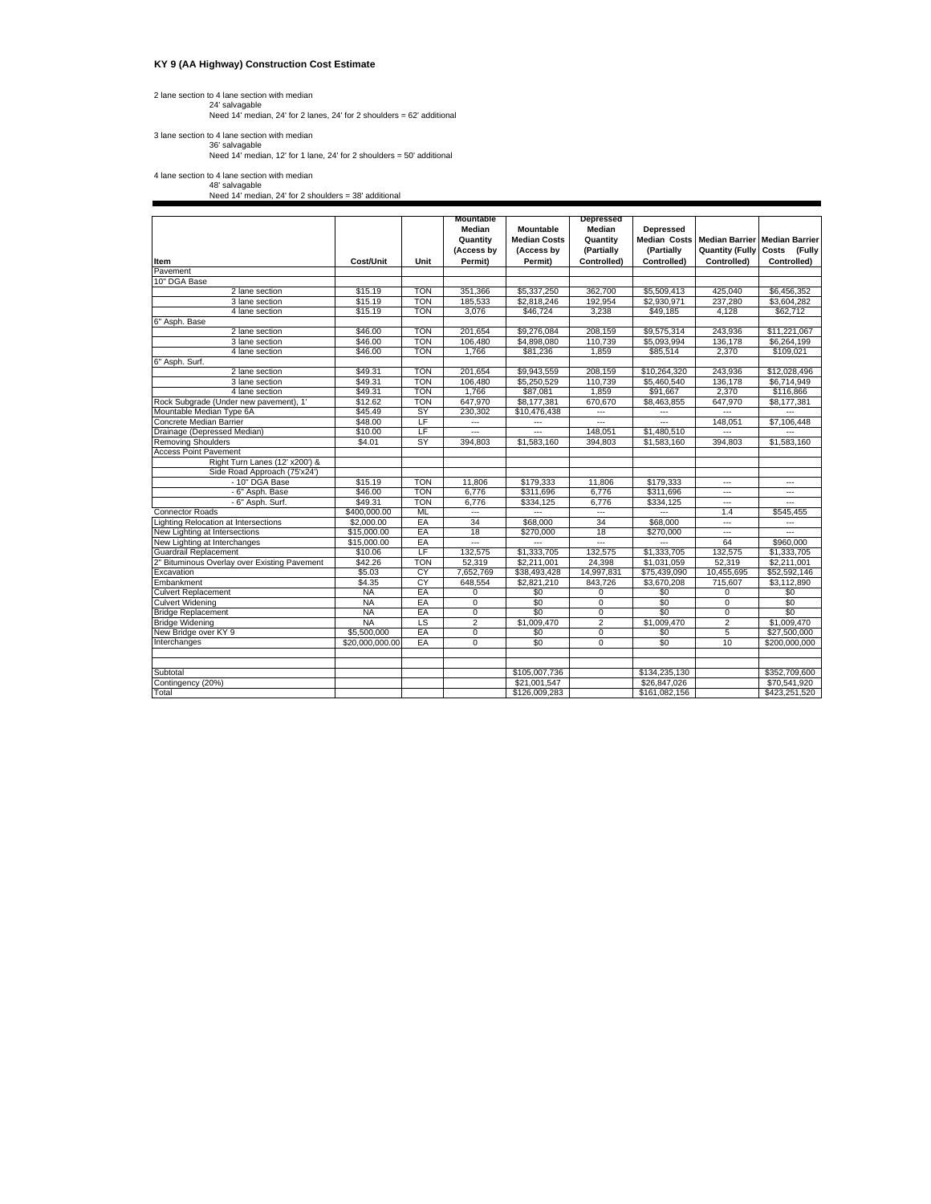**KY 9 (AA Highway) Construction Cost Estimate**

2 lane section to 4 lane section with median
24' salvagable
Need 14' median, 24' for 2 lanes, 24' for 2 shoulders = 62' additional

3 lane section to 4 lane section with median
36' salvagable
Need 14' median, 12' for 1 lane, 24' for 2 shoulders = 50' additional

4 lane section to 4 lane section with median
48' salvagable
Need 14' median, 24' for 2 shoulders = 38' additional

| Item | Cost/Unit | Unit | Mountable Median Quantity (Access by Permit) | Mountable Median Costs (Access by Permit) | Depressed Median Quantity (Partially Controlled) | Depressed Median Costs (Partially Controlled) | Median Barrier Quantity (Fully Controlled) | Median Barrier Costs (Fully Controlled) |
|---|---|---|---|---|---|---|---|---|
| Pavement | | | | | | | | |
| 10" DGA Base | | | | | | | | |
| 2 lane section | $15.19 | TON | 351,366 | $5,337,250 | 362,700 | $5,509,413 | 425,040 | $6,456,352 |
| 3 lane section | $15.19 | TON | 185,533 | $2,818,246 | 192,954 | $2,930,971 | 237,280 | $3,604,282 |
| 4 lane section | $15.19 | TON | 3,076 | $46,724 | 3,238 | $49,185 | 4,128 | $62,712 |
| 6" Asph. Base | | | | | | | | |
| 2 lane section | $46.00 | TON | 201,654 | $9,276,084 | 208,159 | $9,575,314 | 243,936 | $11,221,067 |
| 3 lane section | $46.00 | TON | 106,480 | $4,898,080 | 110,739 | $5,093,994 | 136,178 | $6,264,199 |
| 4 lane section | $46.00 | TON | 1,766 | $81,236 | 1,859 | $85,514 | 2,370 | $109,021 |
| 6" Asph. Surf. | | | | | | | | |
| 2 lane section | $49.31 | TON | 201,654 | $9,943,559 | 208,159 | $10,264,320 | 243,936 | $12,028,496 |
| 3 lane section | $49.31 | TON | 106,480 | $5,250,529 | 110,739 | $5,460,540 | 136,178 | $6,714,949 |
| 4 lane section | $49.31 | TON | 1,766 | $87,081 | 1,859 | $91,667 | 2,370 | $116,866 |
| Rock Subgrade (Under new pavement), 1' | $12.62 | TON | 647,970 | $8,177,381 | 670,670 | $8,463,855 | 647,970 | $8,177,381 |
| Mountable Median Type 6A | $45.49 | SY | 230,302 | $10,476,438 | --- | --- | --- | --- |
| Concrete Median Barrier | $48.00 | LF | --- | --- | --- | --- | 148,051 | $7,106,448 |
| Drainage (Depressed Median) | $10.00 | LF | --- | --- | 148,051 | $1,480,510 | --- | --- |
| Removing Shoulders | $4.01 | SY | 394,803 | $1,583,160 | 394,803 | $1,583,160 | 394,803 | $1,583,160 |
| Access Point Pavement | | | | | | | | |
| Right Turn Lanes (12' x200') & | | | | | | | | |
| Side Road Approach (75'x24') | | | | | | | | |
| - 10" DGA Base | $15.19 | TON | 11,806 | $179,333 | 11,806 | $179,333 | --- | --- |
| - 6" Asph. Base | $46.00 | TON | 6,776 | $311,696 | 6,776 | $311,696 | --- | --- |
| - 6" Asph. Surf. | $49.31 | TON | 6,776 | $334,125 | 6,776 | $334,125 | --- | --- |
| Connector Roads | $400,000.00 | ML | --- | --- | --- | --- | 1.4 | $545,455 |
| Lighting Relocation at Intersections | $2,000.00 | EA | 34 | $68,000 | 34 | $68,000 | --- | --- |
| New Lighting at Intersections | $15,000.00 | EA | 18 | $270,000 | 18 | $270,000 | --- | --- |
| New Lighting at Interchanges | $15,000.00 | EA | --- | --- | --- | --- | 64 | $960,000 |
| Guardrail Replacement | $10.06 | LF | 132,575 | $1,333,705 | 132,575 | $1,333,705 | 132,575 | $1,333,705 |
| 2" Bituminous Overlay over Existing Pavement | $42.26 | TON | 52,319 | $2,211,001 | 24,398 | $1,031,059 | 52,319 | $2,211,001 |
| Excavation | $5.03 | CY | 7,652,769 | $38,493,428 | 14,997,831 | $75,439,090 | 10,455,695 | $52,592,146 |
| Embankment | $4.35 | CY | 648,554 | $2,821,210 | 843,726 | $3,670,208 | 715,607 | $3,112,890 |
| Culvert Replacement | NA | EA | 0 | $0 | 0 | $0 | 0 | $0 |
| Culvert Widening | NA | EA | 0 | $0 | 0 | $0 | 0 | $0 |
| Bridge Replacement | NA | EA | 0 | $0 | 0 | $0 | 0 | $0 |
| Bridge Widening | NA | LS | 2 | $1,009,470 | 2 | $1,009,470 | 2 | $1,009,470 |
| New Bridge over KY 9 | $5,500,000 | EA | 0 | $0 | 0 | $0 | 5 | $27,500,000 |
| Interchanges | $20,000,000.00 | EA | 0 | $0 | 0 | $0 | 10 | $200,000,000 |
| | | | | | | | | |
| | | | | | | | | |
| Subtotal | | | | $105,007,736 | | $134,235,130 | | $352,709,600 |
| Contingency (20%) | | | | $21,001,547 | | $26,847,026 | | $70,541,920 |
| Total | | | | $126,009,283 | | $161,082,156 | | $423,251,520 |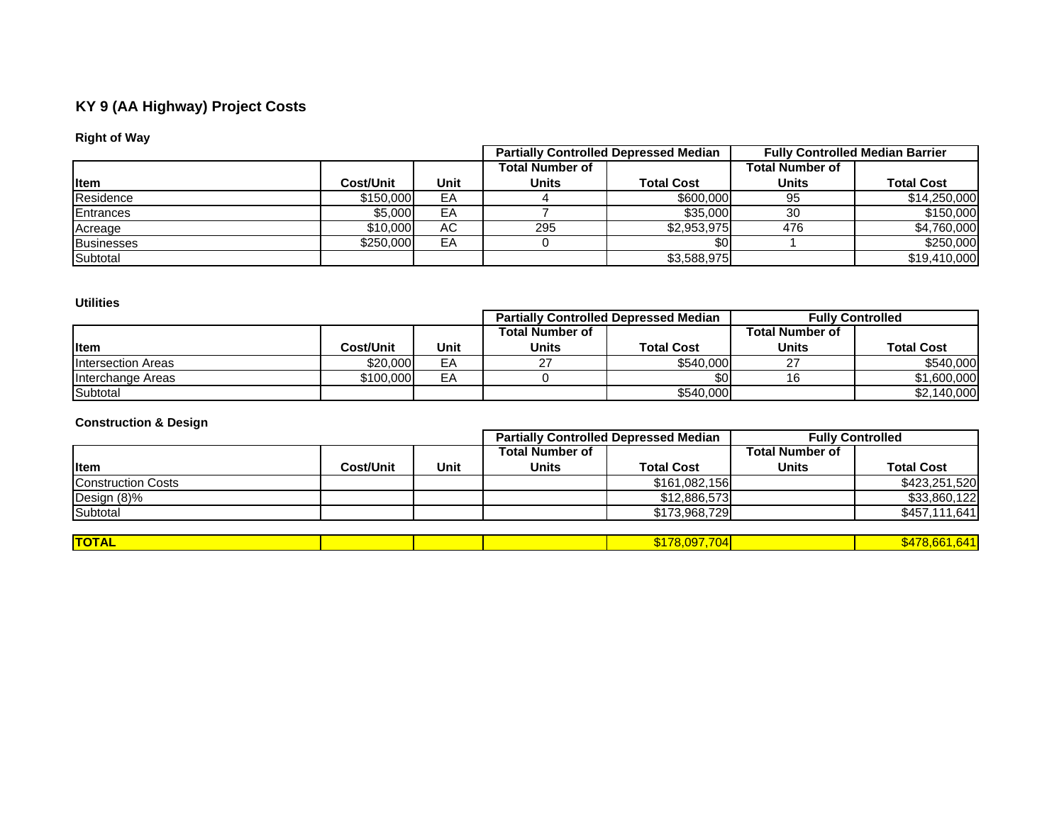# KY 9 (AA Highway) Project Costs

### Right of Way

| Item | Cost/Unit | Unit | Partially Controlled Depressed Median | | Fully Controlled Median Barrier | |
|---|---|---|---|---|---|---|
| | | | Total Number of Units | Total Cost | Total Number of Units | Total Cost |
| Residence | $150,000 | EA | 4 | $600,000 | 95 | $14,250,000 |
| Entrances | $5,000 | EA | 7 | $35,000 | 30 | $150,000 |
| Acreage | $10,000 | AC | 295 | $2,953,975 | 476 | $4,760,000 |
| Businesses | $250,000 | EA | 0 | $0 | 1 | $250,000 |
| Subtotal | | | | $3,588,975 | | $19,410,000 |

### Utilities

| Item | Cost/Unit | Unit | Partially Controlled Depressed Median | | Fully Controlled | |
|---|---|---|---|---|---|---|
| | | | Total Number of Units | Total Cost | Total Number of Units | Total Cost |
| Intersection Areas | $20,000 | EA | 27 | $540,000 | 27 | $540,000 |
| Interchange Areas | $100,000 | EA | 0 | $0 | 16 | $1,600,000 |
| Subtotal | | | | $540,000 | | $2,140,000 |

### Construction & Design

| Item | Cost/Unit | Unit | Partially Controlled Depressed Median | | Fully Controlled | |
|---|---|---|---|---|---|---|
| | | | Total Number of Units | Total Cost | Total Number of Units | Total Cost |
| Construction Costs | | | | $161,082,156 | | $423,251,520 |
| Design (8)% | | | | $12,886,573 | | $33,860,122 |
| Subtotal | | | | $173,968,729 | | $457,111,641 |
| **TOTAL** | | | | $178,097,704 | | $478,661,641 |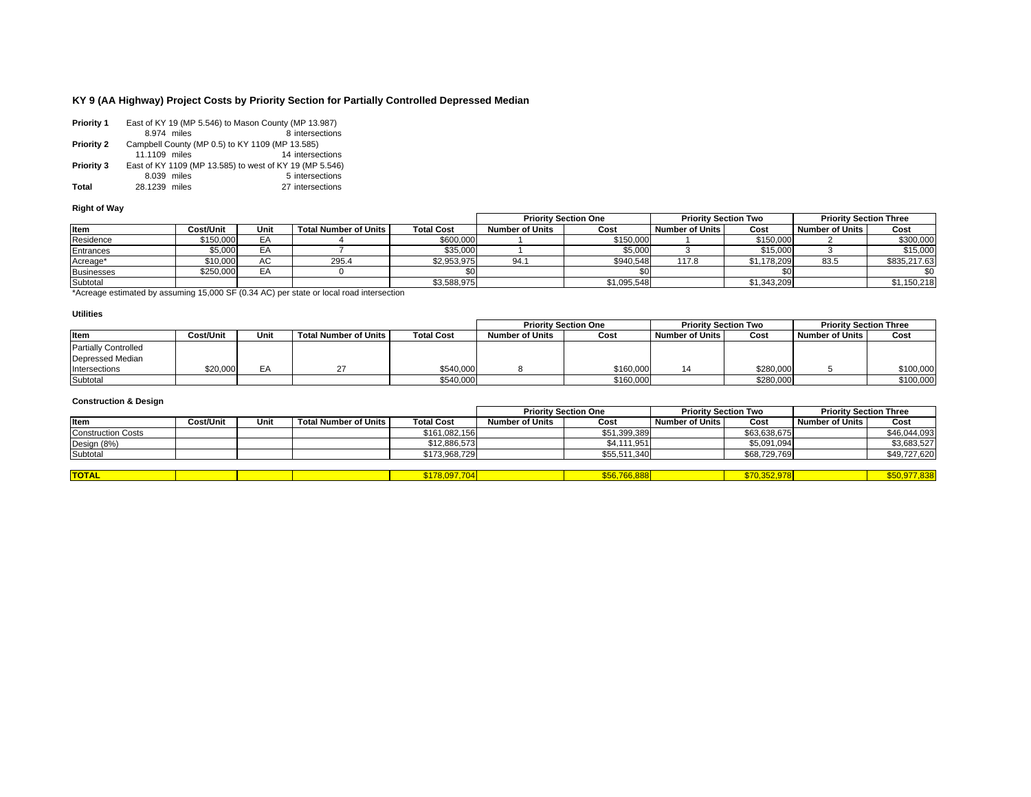## KY 9 (AA Highway) Project Costs by Priority Section for Partially Controlled Depressed Median

| | | | |
|---|---|---|---|
| **Priority 1** | East of KY 19 (MP 5.546) to Mason County (MP 13.987) | | |
| | 8.974 miles | | 8 intersections |
| **Priority 2** | Campbell County (MP 0.5) to KY 1109 (MP 13.585) | | |
| | 11.1109 miles | | 14 intersections |
| **Priority 3** | East of KY 1109 (MP 13.585) to west of KY 19 (MP 5.546) | | |
| | 8.039 miles | | 5 intersections |
| **Total** | 28.1239 miles | | 27 intersections |

### Right of Way

| | | | | | Priority Section One | | Priority Section Two | | Priority Section Three | |
|---|---|---|---|---|---|---|---|---|---|---|
| **Item** | **Cost/Unit** | **Unit** | **Total Number of Units** | **Total Cost** | **Number of Units** | **Cost** | **Number of Units** | **Cost** | **Number of Units** | **Cost** |
| Residence | $150,000 | EA | 4 | $600,000 | 1 | $150,000 | 1 | $150,000 | 2 | $300,000 |
| Entrances | $5,000 | EA | 7 | $35,000 | 1 | $5,000 | 3 | $15,000 | 3 | $15,000 |
| Acreage* | $10,000 | AC | 295.4 | $2,953,975 | 94.1 | $940,548 | 117.8 | $1,178,209 | 83.5 | $835,217.63 |
| Businesses | $250,000 | EA | 0 | $0 | | $0 | | $0 | | $0 |
| Subtotal | | | | $3,588,975 | | $1,095,548 | | $1,343,209 | | $1,150,218 |

*Acreage estimated by assuming 15,000 SF (0.34 AC) per state or local road intersection

### Utilities

| | | | | | Priority Section One | | Priority Section Two | | Priority Section Three | |
|---|---|---|---|---|---|---|---|---|---|---|
| **Item** | **Cost/Unit** | **Unit** | **Total Number of Units** | **Total Cost** | **Number of Units** | **Cost** | **Number of Units** | **Cost** | **Number of Units** | **Cost** |
| Partially Controlled Depressed Median Intersections | $20,000 | EA | 27 | $540,000 | 8 | $160,000 | 14 | $280,000 | 5 | $100,000 |
| Subtotal | | | | $540,000 | | $160,000 | | $280,000 | | $100,000 |

### Construction & Design

| | | | | | Priority Section One | | Priority Section Two | | Priority Section Three | |
|---|---|---|---|---|---|---|---|---|---|---|
| **Item** | **Cost/Unit** | **Unit** | **Total Number of Units** | **Total Cost** | **Number of Units** | **Cost** | **Number of Units** | **Cost** | **Number of Units** | **Cost** |
| Construction Costs | | | | $161,082,156 | | $51,399,389 | | $63,638,675 | | $46,044,093 |
| Design (8%) | | | | $12,886,573 | | $4,111,951 | | $5,091,094 | | $3,683,527 |
| Subtotal | | | | $173,968,729 | | $55,511,340 | | $68,729,769 | | $49,727,620 |
| **TOTAL** | | | | $178,097,704 | | $56,766,888 | | $70,352,978 | | $50,977,838 |